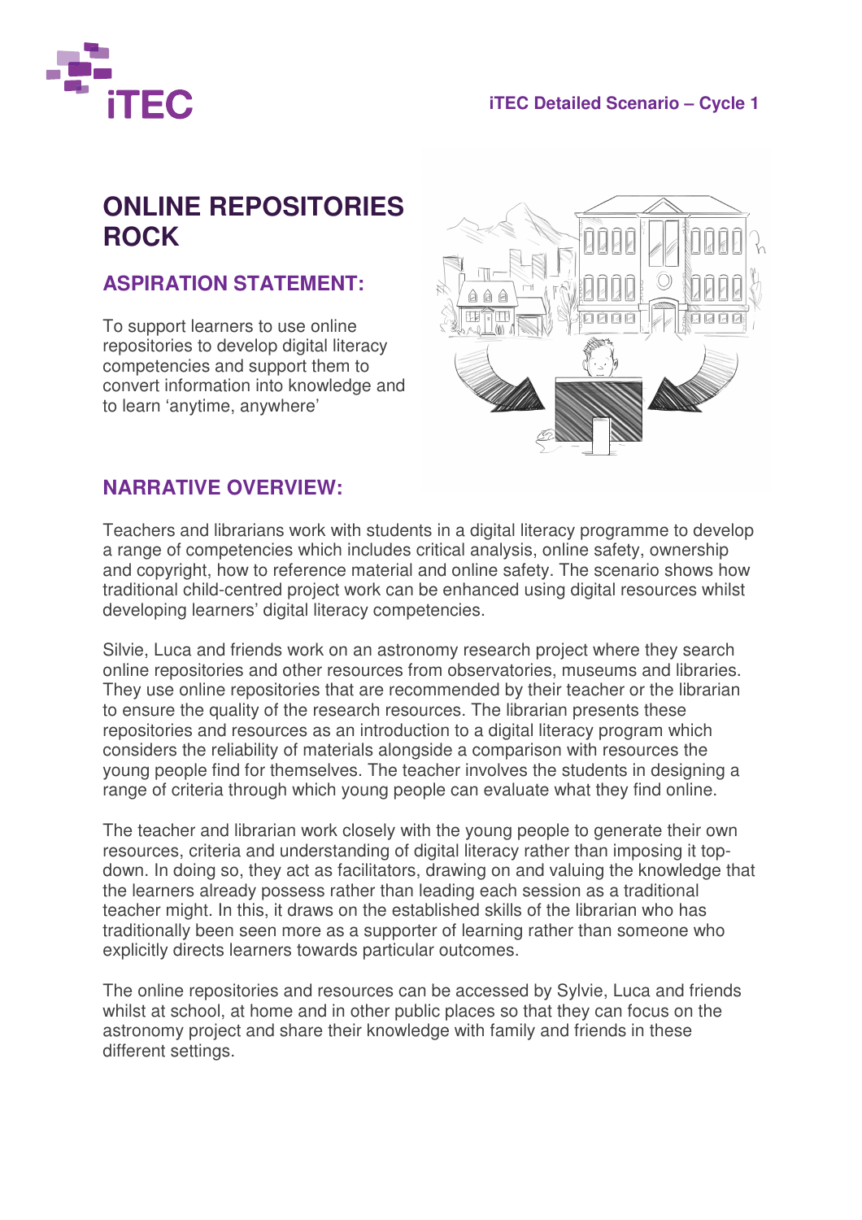# ONLINE REPOSITORIES ROCK

## ASPIRATION STATEMENT:

To support learners to use online repositories to develop digital literacy competencies and support them to convert information into knowledge and to learn 'anytime, anywhere'

## NARRATIVE OVERVIEW:

Teachers and librarians work with students in a digital literacy programme to develop a range of competencies which includes critical analysis, online safety, ownership and copyright, how to reference material and online safety. The scenario shows how traditional child-centred project work can be enhanced using digital resources whilst developing learners' digital literacy competencies.

Silvie, Luca and friends work on an astronomy research project where they search online repositories and other resources from observatories, museums and libraries. They use online repositories that are recommended by their teacher or the librarian to ensure the quality of the research resources. The librarian presents these repositories and resources as an introduction to a digital literacy program which considers the reliability of materials alongside a comparison with resources the young people find for themselves. The teacher involves the students in designing a range of criteria through which young people can evaluate what they find online.

The teacher and librarian work closely with the young people to generate their own resources, criteria and understanding of digital literacy rather than imposing it top-down. In doing so, they act as facilitators, drawing on and valuing the knowledge that the learners already possess rather than leading each session as a traditional teacher might. In this, it draws on the established skills of the librarian who has traditionally been seen more as a supporter of learning rather than someone who explicitly directs learners towards particular outcomes.

The online repositories and resources can be accessed by Sylvie, Luca and friends whilst at school, at home and in other public places so that they can focus on the astronomy project and share their knowledge with family and friends in these different settings.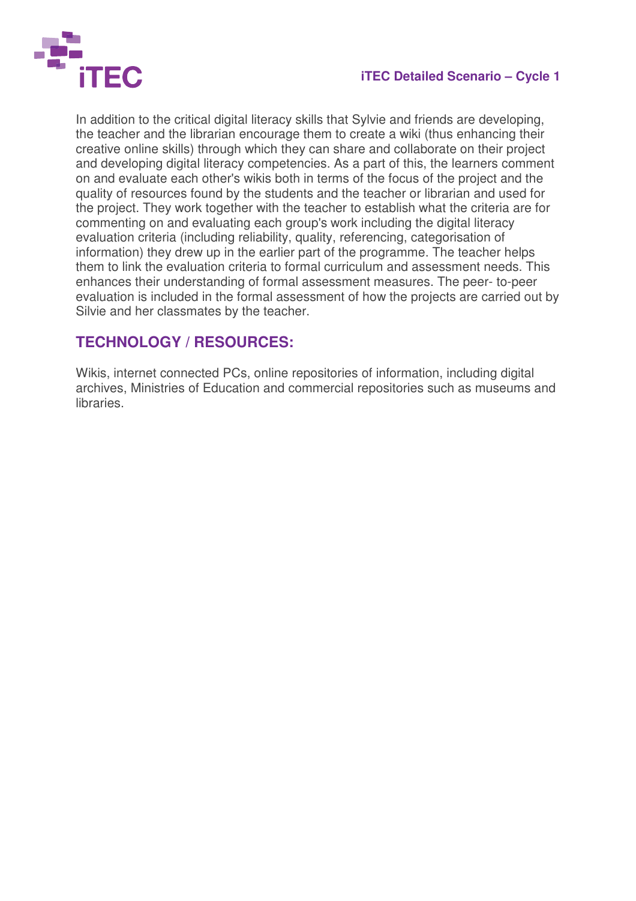In addition to the critical digital literacy skills that Sylvie and friends are developing, the teacher and the librarian encourage them to create a wiki (thus enhancing their creative online skills) through which they can share and collaborate on their project and developing digital literacy competencies. As a part of this, the learners comment on and evaluate each other's wikis both in terms of the focus of the project and the quality of resources found by the students and the teacher or librarian and used for the project. They work together with the teacher to establish what the criteria are for commenting on and evaluating each group's work including the digital literacy evaluation criteria (including reliability, quality, referencing, categorisation of information) they drew up in the earlier part of the programme. The teacher helps them to link the evaluation criteria to formal curriculum and assessment needs. This enhances their understanding of formal assessment measures. The peer- to-peer evaluation is included in the formal assessment of how the projects are carried out by Silvie and her classmates by the teacher.

## TECHNOLOGY / RESOURCES:

Wikis, internet connected PCs, online repositories of information, including digital archives, Ministries of Education and commercial repositories such as museums and libraries.